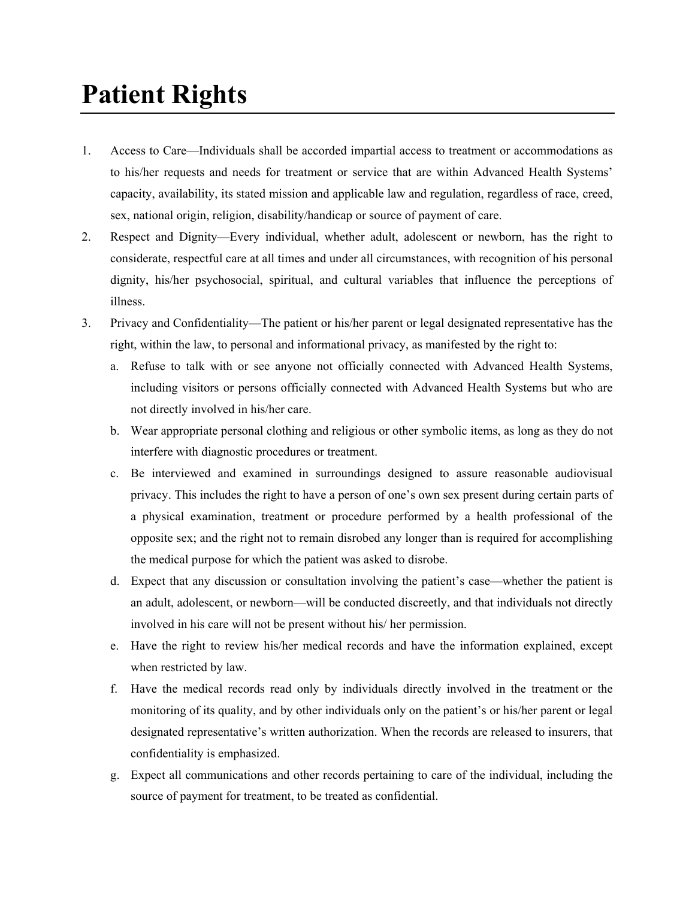# Patient Rights

1. Access to Care—Individuals shall be accorded impartial access to treatment or accommodations as to his/her requests and needs for treatment or service that are within Advanced Health Systems' capacity, availability, its stated mission and applicable law and regulation, regardless of race, creed, sex, national origin, religion, disability/handicap or source of payment of care.
2. Respect and Dignity—Every individual, whether adult, adolescent or newborn, has the right to considerate, respectful care at all times and under all circumstances, with recognition of his personal dignity, his/her psychosocial, spiritual, and cultural variables that influence the perceptions of illness.
3. Privacy and Confidentiality—The patient or his/her parent or legal designated representative has the right, within the law, to personal and informational privacy, as manifested by the right to:
   a. Refuse to talk with or see anyone not officially connected with Advanced Health Systems, including visitors or persons officially connected with Advanced Health Systems but who are not directly involved in his/her care.
   b. Wear appropriate personal clothing and religious or other symbolic items, as long as they do not interfere with diagnostic procedures or treatment.
   c. Be interviewed and examined in surroundings designed to assure reasonable audiovisual privacy. This includes the right to have a person of one's own sex present during certain parts of a physical examination, treatment or procedure performed by a health professional of the opposite sex; and the right not to remain disrobed any longer than is required for accomplishing the medical purpose for which the patient was asked to disrobe.
   d. Expect that any discussion or consultation involving the patient's case—whether the patient is an adult, adolescent, or newborn—will be conducted discreetly, and that individuals not directly involved in his care will not be present without his/ her permission.
   e. Have the right to review his/her medical records and have the information explained, except when restricted by law.
   f. Have the medical records read only by individuals directly involved in the treatment or the monitoring of its quality, and by other individuals only on the patient's or his/her parent or legal designated representative's written authorization. When the records are released to insurers, that confidentiality is emphasized.
   g. Expect all communications and other records pertaining to care of the individual, including the source of payment for treatment, to be treated as confidential.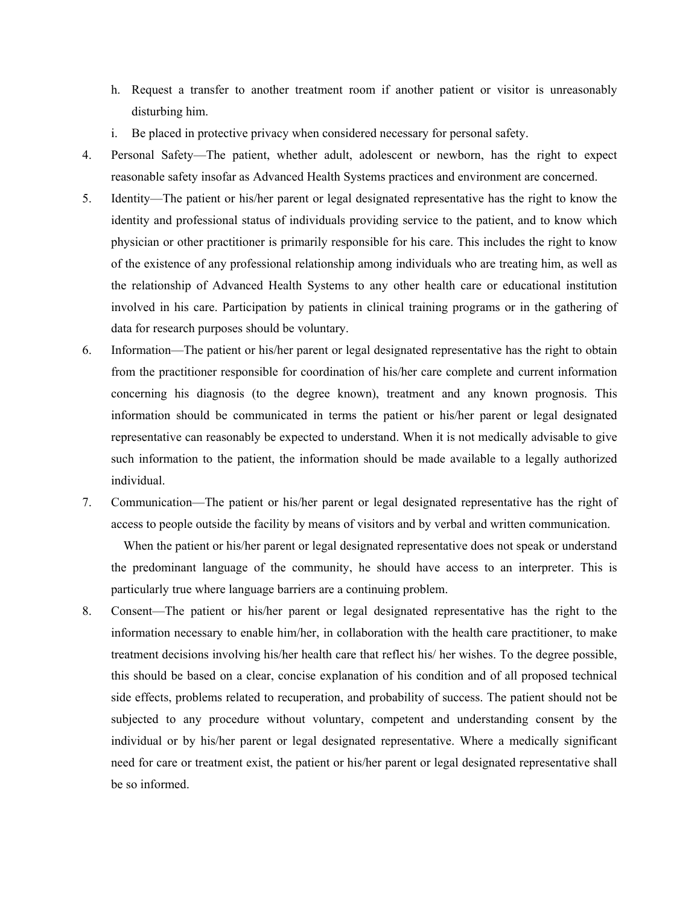h. Request a transfer to another treatment room if another patient or visitor is unreasonably disturbing him.
   i. Be placed in protective privacy when considered necessary for personal safety.

4. Personal Safety—The patient, whether adult, adolescent or newborn, has the right to expect reasonable safety insofar as Advanced Health Systems practices and environment are concerned.

5. Identity—The patient or his/her parent or legal designated representative has the right to know the identity and professional status of individuals providing service to the patient, and to know which physician or other practitioner is primarily responsible for his care. This includes the right to know of the existence of any professional relationship among individuals who are treating him, as well as the relationship of Advanced Health Systems to any other health care or educational institution involved in his care. Participation by patients in clinical training programs or in the gathering of data for research purposes should be voluntary.

6. Information—The patient or his/her parent or legal designated representative has the right to obtain from the practitioner responsible for coordination of his/her care complete and current information concerning his diagnosis (to the degree known), treatment and any known prognosis. This information should be communicated in terms the patient or his/her parent or legal designated representative can reasonably be expected to understand. When it is not medically advisable to give such information to the patient, the information should be made available to a legally authorized individual.

7. Communication—The patient or his/her parent or legal designated representative has the right of access to people outside the facility by means of visitors and by verbal and written communication.

   When the patient or his/her parent or legal designated representative does not speak or understand the predominant language of the community, he should have access to an interpreter. This is particularly true where language barriers are a continuing problem.

8. Consent—The patient or his/her parent or legal designated representative has the right to the information necessary to enable him/her, in collaboration with the health care practitioner, to make treatment decisions involving his/her health care that reflect his/ her wishes. To the degree possible, this should be based on a clear, concise explanation of his condition and of all proposed technical side effects, problems related to recuperation, and probability of success. The patient should not be subjected to any procedure without voluntary, competent and understanding consent by the individual or by his/her parent or legal designated representative. Where a medically significant need for care or treatment exist, the patient or his/her parent or legal designated representative shall be so informed.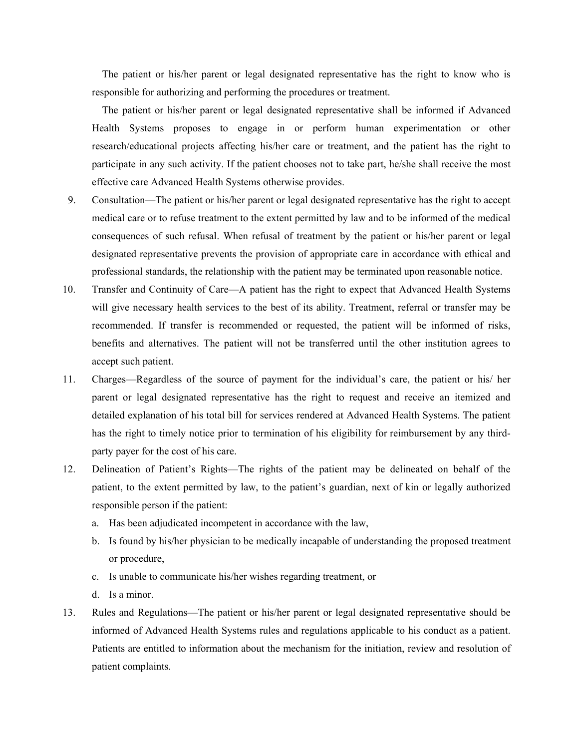The patient or his/her parent or legal designated representative has the right to know who is responsible for authorizing and performing the procedures or treatment.

The patient or his/her parent or legal designated representative shall be informed if Advanced Health Systems proposes to engage in or perform human experimentation or other research/educational projects affecting his/her care or treatment, and the patient has the right to participate in any such activity. If the patient chooses not to take part, he/she shall receive the most effective care Advanced Health Systems otherwise provides.

9. Consultation—The patient or his/her parent or legal designated representative has the right to accept medical care or to refuse treatment to the extent permitted by law and to be informed of the medical consequences of such refusal. When refusal of treatment by the patient or his/her parent or legal designated representative prevents the provision of appropriate care in accordance with ethical and professional standards, the relationship with the patient may be terminated upon reasonable notice.
10. Transfer and Continuity of Care—A patient has the right to expect that Advanced Health Systems will give necessary health services to the best of its ability. Treatment, referral or transfer may be recommended. If transfer is recommended or requested, the patient will be informed of risks, benefits and alternatives. The patient will not be transferred until the other institution agrees to accept such patient.
11. Charges—Regardless of the source of payment for the individual's care, the patient or his/ her parent or legal designated representative has the right to request and receive an itemized and detailed explanation of his total bill for services rendered at Advanced Health Systems. The patient has the right to timely notice prior to termination of his eligibility for reimbursement by any third-party payer for the cost of his care.
12. Delineation of Patient's Rights—The rights of the patient may be delineated on behalf of the patient, to the extent permitted by law, to the patient's guardian, next of kin or legally authorized responsible person if the patient:
    a. Has been adjudicated incompetent in accordance with the law,
    b. Is found by his/her physician to be medically incapable of understanding the proposed treatment or procedure,
    c. Is unable to communicate his/her wishes regarding treatment, or
    d. Is a minor.
13. Rules and Regulations—The patient or his/her parent or legal designated representative should be informed of Advanced Health Systems rules and regulations applicable to his conduct as a patient. Patients are entitled to information about the mechanism for the initiation, review and resolution of patient complaints.